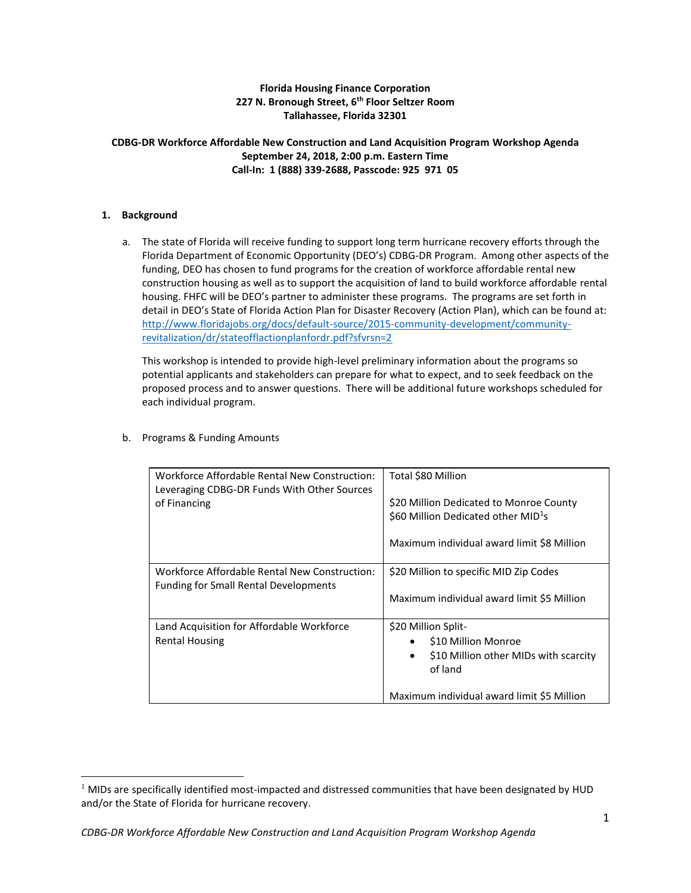**Florida Housing Finance Corporation**
**227 N. Bronough Street, 6th Floor Seltzer Room**
**Tallahassee, Florida 32301**

**CDBG-DR Workforce Affordable New Construction and Land Acquisition Program Workshop Agenda**
**September 24, 2018, 2:00 p.m. Eastern Time**
**Call-In: 1 (888) 339-2688, Passcode: 925 971 05**

## 1. Background

a. The state of Florida will receive funding to support long term hurricane recovery efforts through the Florida Department of Economic Opportunity (DEO's) CDBG-DR Program. Among other aspects of the funding, DEO has chosen to fund programs for the creation of workforce affordable rental new construction housing as well as to support the acquisition of land to build workforce affordable rental housing. FHFC will be DEO's partner to administer these programs. The programs are set forth in detail in DEO's State of Florida Action Plan for Disaster Recovery (Action Plan), which can be found at: http://www.floridajobs.org/docs/default-source/2015-community-development/community-revitalization/dr/stateofflactionplanfordr.pdf?sfvrsn=2

   This workshop is intended to provide high-level preliminary information about the programs so potential applicants and stakeholders can prepare for what to expect, and to seek feedback on the proposed process and to answer questions. There will be additional future workshops scheduled for each individual program.

b. Programs & Funding Amounts

| Program | Funding |
|---|---|
| Workforce Affordable Rental New Construction: Leveraging CDBG-DR Funds With Other Sources of Financing | Total $80 Million<br><br>$20 Million Dedicated to Monroe County<br>$60 Million Dedicated other MID[1]s<br><br>Maximum individual award limit $8 Million |
| Workforce Affordable Rental New Construction: Funding for Small Rental Developments | $20 Million to specific MID Zip Codes<br><br>Maximum individual award limit $5 Million |
| Land Acquisition for Affordable Workforce Rental Housing | $20 Million Split-<br>• $10 Million Monroe<br>• $10 Million other MIDs with scarcity of land<br><br>Maximum individual award limit $5 Million |

[1] MIDs are specifically identified most-impacted and distressed communities that have been designated by HUD and/or the State of Florida for hurricane recovery.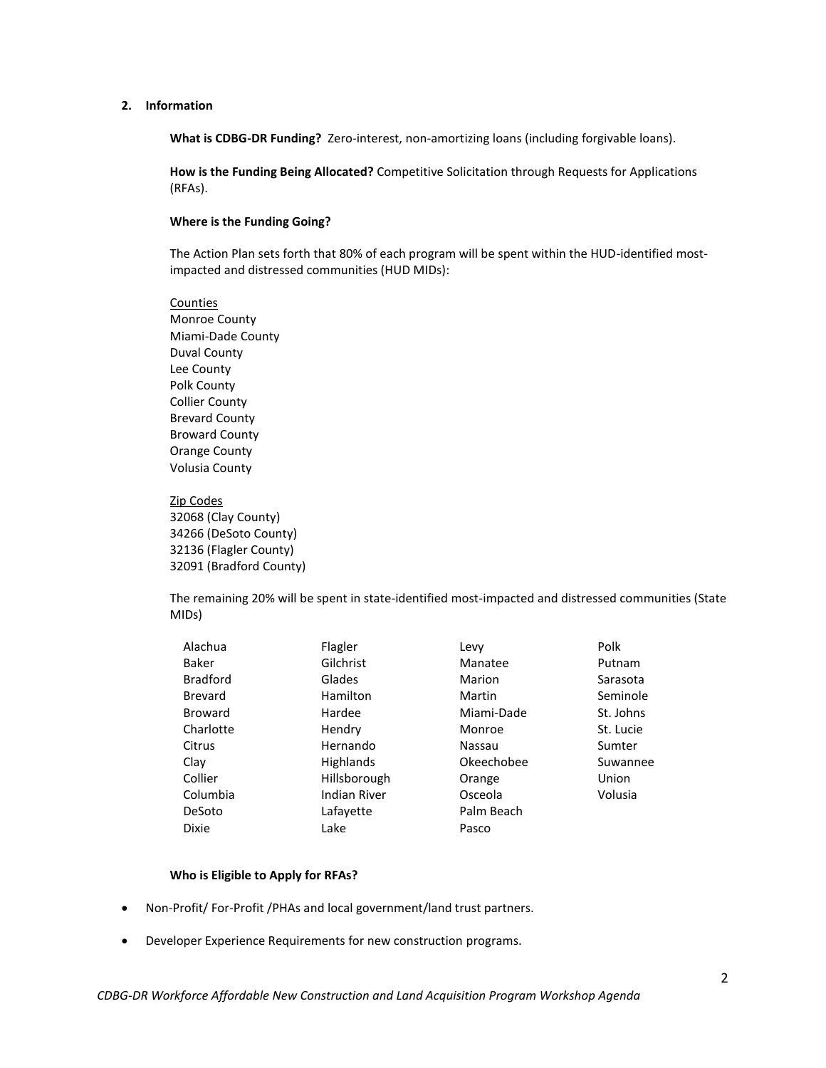## 2. Information

**What is CDBG-DR Funding?** Zero-interest, non-amortizing loans (including forgivable loans).

**How is the Funding Being Allocated?** Competitive Solicitation through Requests for Applications (RFAs).

**Where is the Funding Going?**

The Action Plan sets forth that 80% of each program will be spent within the HUD-identified most-impacted and distressed communities (HUD MIDs):

Counties
Monroe County
Miami-Dade County
Duval County
Lee County
Polk County
Collier County
Brevard County
Broward County
Orange County
Volusia County

Zip Codes
32068 (Clay County)
34266 (DeSoto County)
32136 (Flagler County)
32091 (Bradford County)

The remaining 20% will be spent in state-identified most-impacted and distressed communities (State MIDs)

Alachua
Baker
Bradford
Brevard
Broward
Charlotte
Citrus
Clay
Collier
Columbia
DeSoto
Dixie
Flagler
Gilchrist
Glades
Hamilton
Hardee
Hendry
Hernando
Highlands
Hillsborough
Indian River
Lafayette
Lake
Levy
Manatee
Marion
Martin
Miami-Dade
Monroe
Nassau
Okeechobee
Orange
Osceola
Palm Beach
Pasco
Polk
Putnam
Sarasota
Seminole
St. Johns
St. Lucie
Sumter
Suwannee
Union
Volusia

**Who is Eligible to Apply for RFAs?**

- Non-Profit/ For-Profit /PHAs and local government/land trust partners.
- Developer Experience Requirements for new construction programs.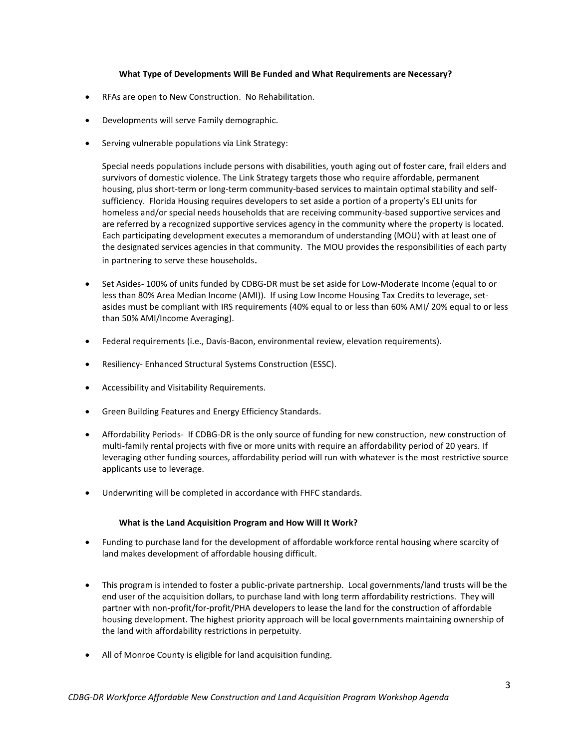**What Type of Developments Will Be Funded and What Requirements are Necessary?**

- RFAs are open to New Construction. No Rehabilitation.
- Developments will serve Family demographic.
- Serving vulnerable populations via Link Strategy:

  Special needs populations include persons with disabilities, youth aging out of foster care, frail elders and survivors of domestic violence. The Link Strategy targets those who require affordable, permanent housing, plus short-term or long-term community-based services to maintain optimal stability and self-sufficiency. Florida Housing requires developers to set aside a portion of a property's ELI units for homeless and/or special needs households that are receiving community-based supportive services and are referred by a recognized supportive services agency in the community where the property is located. Each participating development executes a memorandum of understanding (MOU) with at least one of the designated services agencies in that community. The MOU provides the responsibilities of each party in partnering to serve these households.

- Set Asides- 100% of units funded by CDBG-DR must be set aside for Low-Moderate Income (equal to or less than 80% Area Median Income (AMI)). If using Low Income Housing Tax Credits to leverage, set-asides must be compliant with IRS requirements (40% equal to or less than 60% AMI/ 20% equal to or less than 50% AMI/Income Averaging).
- Federal requirements (i.e., Davis-Bacon, environmental review, elevation requirements).
- Resiliency- Enhanced Structural Systems Construction (ESSC).
- Accessibility and Visitability Requirements.
- Green Building Features and Energy Efficiency Standards.
- Affordability Periods- If CDBG-DR is the only source of funding for new construction, new construction of multi-family rental projects with five or more units with require an affordability period of 20 years. If leveraging other funding sources, affordability period will run with whatever is the most restrictive source applicants use to leverage.
- Underwriting will be completed in accordance with FHFC standards.

**What is the Land Acquisition Program and How Will It Work?**

- Funding to purchase land for the development of affordable workforce rental housing where scarcity of land makes development of affordable housing difficult.
- This program is intended to foster a public-private partnership. Local governments/land trusts will be the end user of the acquisition dollars, to purchase land with long term affordability restrictions. They will partner with non-profit/for-profit/PHA developers to lease the land for the construction of affordable housing development. The highest priority approach will be local governments maintaining ownership of the land with affordability restrictions in perpetuity.
- All of Monroe County is eligible for land acquisition funding.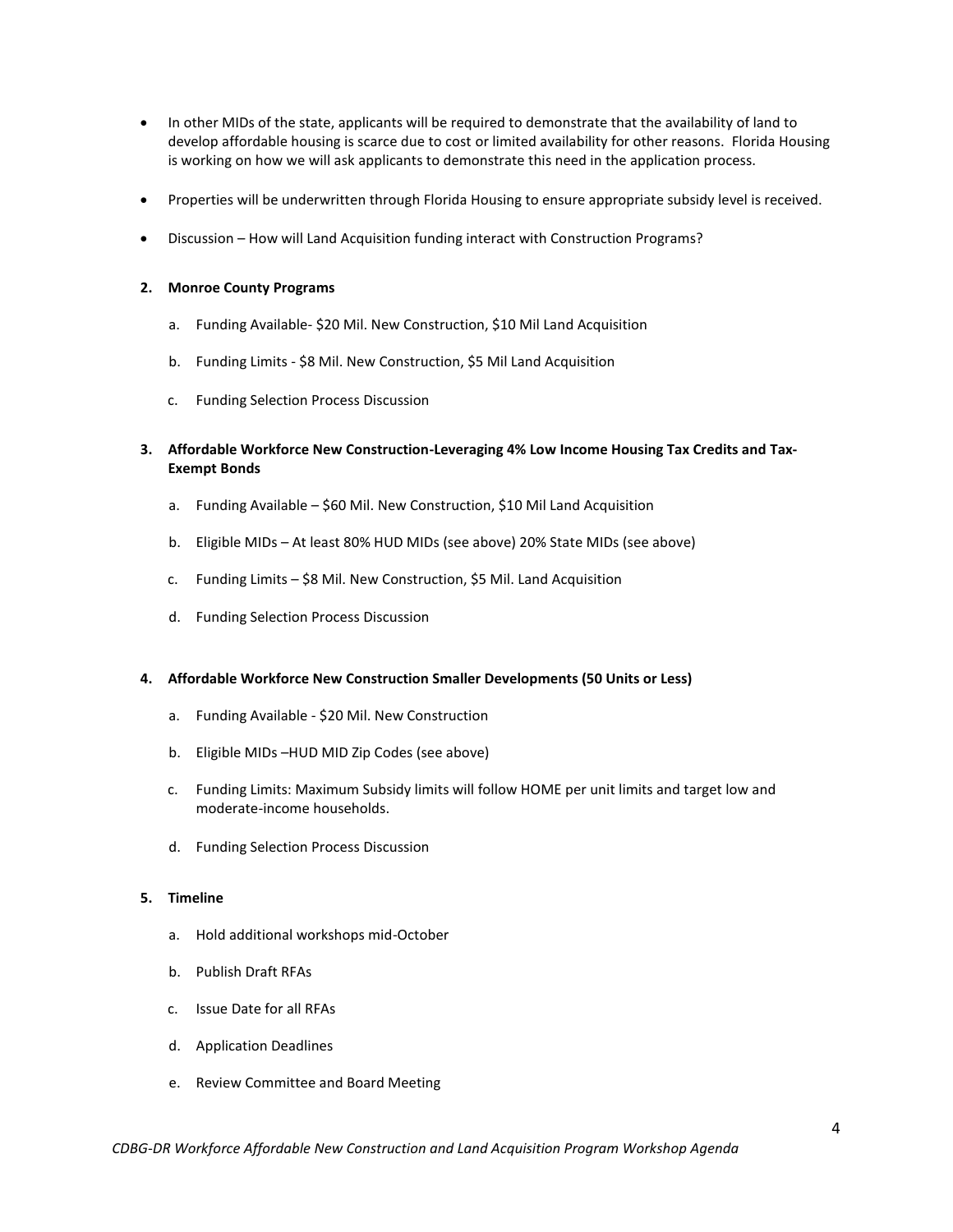- In other MIDs of the state, applicants will be required to demonstrate that the availability of land to develop affordable housing is scarce due to cost or limited availability for other reasons. Florida Housing is working on how we will ask applicants to demonstrate this need in the application process.

- Properties will be underwritten through Florida Housing to ensure appropriate subsidy level is received.

- Discussion – How will Land Acquisition funding interact with Construction Programs?

**2. Monroe County Programs**

   a. Funding Available- $20 Mil. New Construction, $10 Mil Land Acquisition

   b. Funding Limits - $8 Mil. New Construction, $5 Mil Land Acquisition

   c. Funding Selection Process Discussion

**3. Affordable Workforce New Construction-Leveraging 4% Low Income Housing Tax Credits and Tax-Exempt Bonds**

   a. Funding Available – $60 Mil. New Construction, $10 Mil Land Acquisition

   b. Eligible MIDs – At least 80% HUD MIDs (see above) 20% State MIDs (see above)

   c. Funding Limits – $8 Mil. New Construction, $5 Mil. Land Acquisition

   d. Funding Selection Process Discussion

**4. Affordable Workforce New Construction Smaller Developments (50 Units or Less)**

   a. Funding Available - $20 Mil. New Construction

   b. Eligible MIDs –HUD MID Zip Codes (see above)

   c. Funding Limits: Maximum Subsidy limits will follow HOME per unit limits and target low and moderate-income households.

   d. Funding Selection Process Discussion

**5. Timeline**

   a. Hold additional workshops mid-October

   b. Publish Draft RFAs

   c. Issue Date for all RFAs

   d. Application Deadlines

   e. Review Committee and Board Meeting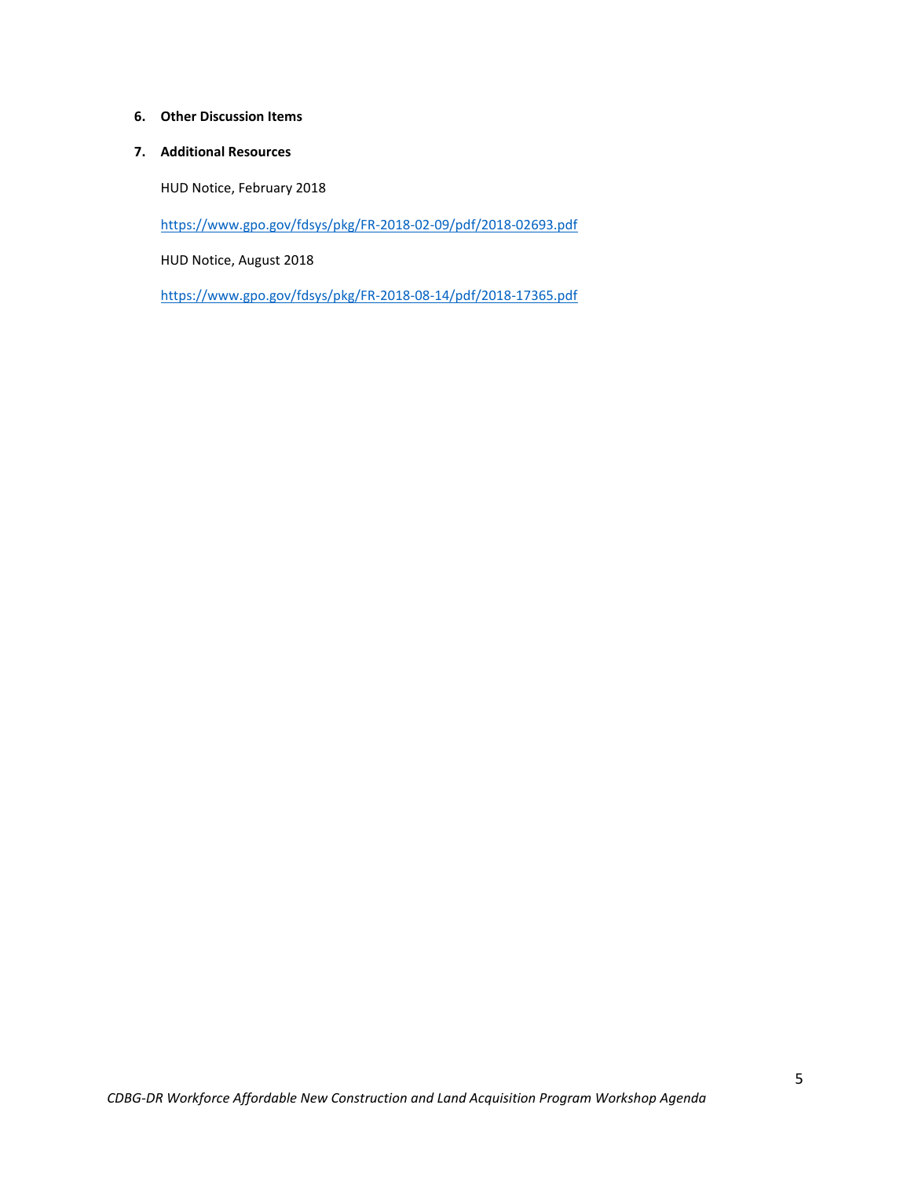6. **Other Discussion Items**

7. **Additional Resources**

   HUD Notice, February 2018

   https://www.gpo.gov/fdsys/pkg/FR-2018-02-09/pdf/2018-02693.pdf

   HUD Notice, August 2018

   https://www.gpo.gov/fdsys/pkg/FR-2018-08-14/pdf/2018-17365.pdf